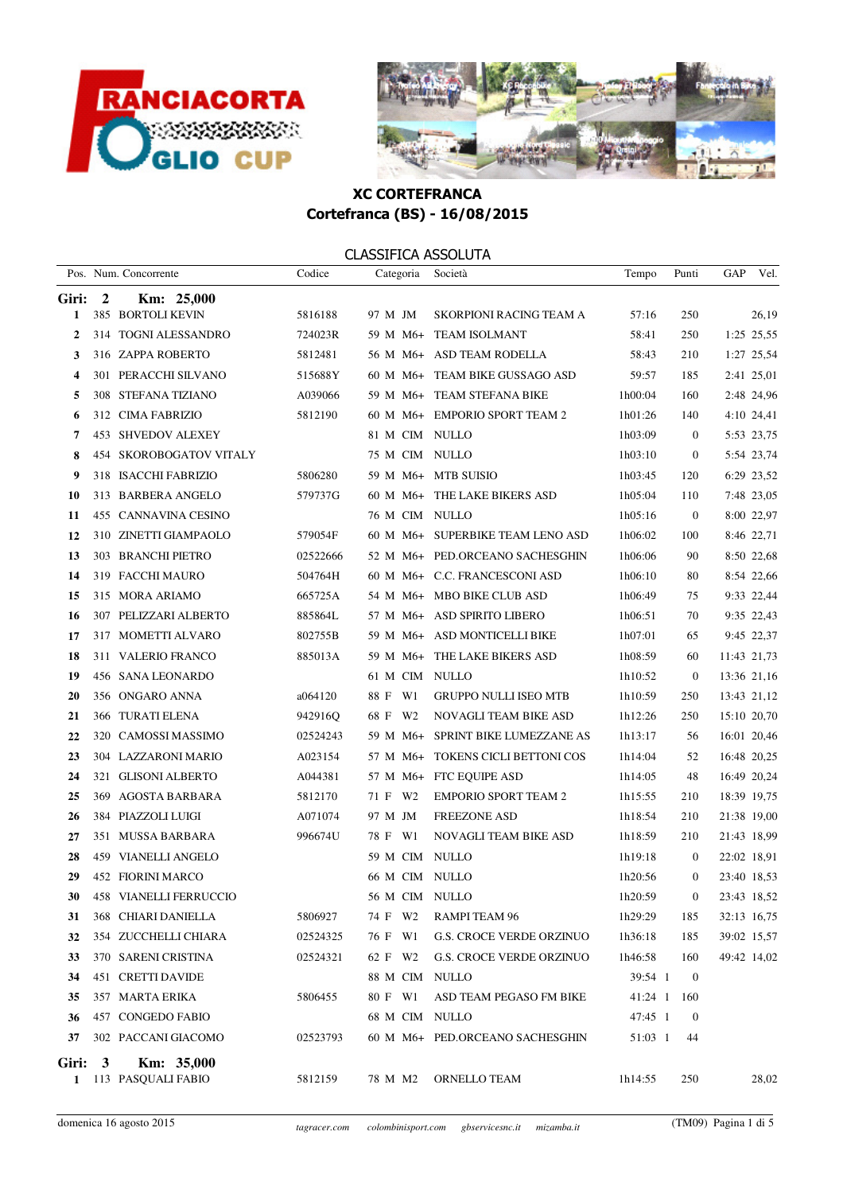# XC CORTEFRANCA

## Cortefranca (BS) - 16/08/2015

### CLASSIFICA ASSOLUTA

**Giri: 2 Km: 25,000**

| Pos. | Num. | Concorrente | Codice | Categoria | | | Società | Tempo | | Punti | GAP | Vel. |
|---|---|---|---|---|---|---|---|---|---|---|---|---|
| 1 | 385 | BORTOLI KEVIN | 5816188 | 97 | M | JM | SKORPIONI RACING TEAM A | 57:16 | | 250 | | 26,19 |
| 2 | 314 | TOGNI ALESSANDRO | 724023R | 59 | M | M6+ | TEAM ISOLMANT | 58:41 | | 250 | 1:25 | 25,55 |
| 3 | 316 | ZAPPA ROBERTO | 5812481 | 56 | M | M6+ | ASD TEAM RODELLA | 58:43 | | 210 | 1:27 | 25,54 |
| 4 | 301 | PERACCHI SILVANO | 515688Y | 60 | M | M6+ | TEAM BIKE GUSSAGO ASD | 59:57 | | 185 | 2:41 | 25,01 |
| 5 | 308 | STEFANA TIZIANO | A039066 | 59 | M | M6+ | TEAM STEFANA BIKE | 1h00:04 | | 160 | 2:48 | 24,96 |
| 6 | 312 | CIMA FABRIZIO | 5812190 | 60 | M | M6+ | EMPORIO SPORT TEAM 2 | 1h01:26 | | 140 | 4:10 | 24,41 |
| 7 | 453 | SHVEDOV ALEXEY | | 81 | M | CIM | NULLO | 1h03:09 | | 0 | 5:53 | 23,75 |
| 8 | 454 | SKOROBOGATOV VITALY | | 75 | M | CIM | NULLO | 1h03:10 | | 0 | 5:54 | 23,74 |
| 9 | 318 | ISACCHI FABRIZIO | 5806280 | 59 | M | M6+ | MTB SUISIO | 1h03:45 | | 120 | 6:29 | 23,52 |
| 10 | 313 | BARBERA ANGELO | 579737G | 60 | M | M6+ | THE LAKE BIKERS ASD | 1h05:04 | | 110 | 7:48 | 23,05 |
| 11 | 455 | CANNAVINA CESINO | | 76 | M | CIM | NULLO | 1h05:16 | | 0 | 8:00 | 22,97 |
| 12 | 310 | ZINETTI GIAMPAOLO | 579054F | 60 | M | M6+ | SUPERBIKE TEAM LENO ASD | 1h06:02 | | 100 | 8:46 | 22,71 |
| 13 | 303 | BRANCHI PIETRO | 02522666 | 52 | M | M6+ | PED.ORCEANO SACHESGHIN | 1h06:06 | | 90 | 8:50 | 22,68 |
| 14 | 319 | FACCHI MAURO | 504764H | 60 | M | M6+ | C.C. FRANCESCONI ASD | 1h06:10 | | 80 | 8:54 | 22,66 |
| 15 | 315 | MORA ARIAMO | 665725A | 54 | M | M6+ | MBO BIKE CLUB ASD | 1h06:49 | | 75 | 9:33 | 22,44 |
| 16 | 307 | PELIZZARI ALBERTO | 885864L | 57 | M | M6+ | ASD SPIRITO LIBERO | 1h06:51 | | 70 | 9:35 | 22,43 |
| 17 | 317 | MOMETTI ALVARO | 802755B | 59 | M | M6+ | ASD MONTICELLI BIKE | 1h07:01 | | 65 | 9:45 | 22,37 |
| 18 | 311 | VALERIO FRANCO | 885013A | 59 | M | M6+ | THE LAKE BIKERS ASD | 1h08:59 | | 60 | 11:43 | 21,73 |
| 19 | 456 | SANA LEONARDO | | 61 | M | CIM | NULLO | 1h10:52 | | 0 | 13:36 | 21,16 |
| 20 | 356 | ONGARO ANNA | a064120 | 88 | F | W1 | GRUPPO NULLI ISEO MTB | 1h10:59 | | 250 | 13:43 | 21,12 |
| 21 | 366 | TURATI ELENA | 942916Q | 68 | F | W2 | NOVAGLI TEAM BIKE ASD | 1h12:26 | | 250 | 15:10 | 20,70 |
| 22 | 320 | CAMOSSI MASSIMO | 02524243 | 59 | M | M6+ | SPRINT BIKE LUMEZZANE AS | 1h13:17 | | 56 | 16:01 | 20,46 |
| 23 | 304 | LAZZARONI MARIO | A023154 | 57 | M | M6+ | TOKENS CICLI BETTONI COS | 1h14:04 | | 52 | 16:48 | 20,25 |
| 24 | 321 | GLISONI ALBERTO | A044381 | 57 | M | M6+ | FTC EQUIPE ASD | 1h14:05 | | 48 | 16:49 | 20,24 |
| 25 | 369 | AGOSTA BARBARA | 5812170 | 71 | F | W2 | EMPORIO SPORT TEAM 2 | 1h15:55 | | 210 | 18:39 | 19,75 |
| 26 | 384 | PIAZZOLI LUIGI | A071074 | 97 | M | JM | FREEZONE ASD | 1h18:54 | | 210 | 21:38 | 19,00 |
| 27 | 351 | MUSSA BARBARA | 996674U | 78 | F | W1 | NOVAGLI TEAM BIKE ASD | 1h18:59 | | 210 | 21:43 | 18,99 |
| 28 | 459 | VIANELLI ANGELO | | 59 | M | CIM | NULLO | 1h19:18 | | 0 | 22:02 | 18,91 |
| 29 | 452 | FIORINI MARCO | | 66 | M | CIM | NULLO | 1h20:56 | | 0 | 23:40 | 18,53 |
| 30 | 458 | VIANELLI FERRUCCIO | | 56 | M | CIM | NULLO | 1h20:59 | | 0 | 23:43 | 18,52 |
| 31 | 368 | CHIARI DANIELLA | 5806927 | 74 | F | W2 | RAMPI TEAM 96 | 1h29:29 | | 185 | 32:13 | 16,75 |
| 32 | 354 | ZUCCHELLI CHIARA | 02524325 | 76 | F | W1 | G.S. CROCE VERDE ORZINUO | 1h36:18 | | 185 | 39:02 | 15,57 |
| 33 | 370 | SARENI CRISTINA | 02524321 | 62 | F | W2 | G.S. CROCE VERDE ORZINUO | 1h46:58 | | 160 | 49:42 | 14,02 |
| 34 | 451 | CRETTI DAVIDE | | 88 | M | CIM | NULLO | 39:54 | 1 | 0 | | |
| 35 | 357 | MARTA ERIKA | 5806455 | 80 | F | W1 | ASD TEAM PEGASO FM BIKE | 41:24 | 1 | 160 | | |
| 36 | 457 | CONGEDO FABIO | | 68 | M | CIM | NULLO | 47:45 | 1 | 0 | | |
| 37 | 302 | PACCANI GIACOMO | 02523793 | 60 | M | M6+ | PED.ORCEANO SACHESGHIN | 51:03 | 1 | 44 | | |

**Giri: 3 Km: 35,000**

| Pos. | Num. | Concorrente | Codice | Categoria | | | Società | Tempo | | Punti | GAP | Vel. |
|---|---|---|---|---|---|---|---|---|---|---|---|---|
| 1 | 113 | PASQUALI FABIO | 5812159 | 78 | M | M2 | ORNELLO TEAM | 1h14:55 | | 250 | | 28,02 |

domenica 16 agosto 2015 — *tagracer.com* *colombinisport.com* *gbservicesnc.it* *mizamba.it* — (TM09)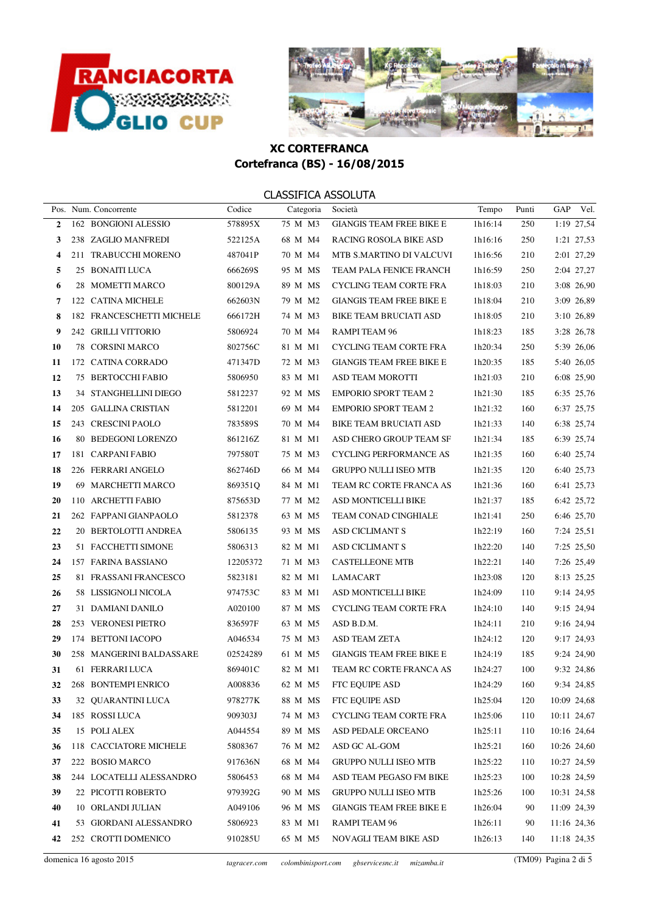## XC CORTEFRANCA

## Cortefranca (BS) - 16/08/2015

### CLASSIFICA ASSOLUTA

| Pos. | Num. | Concorrente | Codice | Categoria | | | Società | Tempo | Punti | GAP | Vel. |
|---|---|---|---|---|---|---|---|---|---|---|---|
| 2 | 162 | BONGIONI ALESSIO | 578895X | 75 | M | M3 | GIANGIS TEAM FREE BIKE E | 1h16:14 | 250 | 1:19 | 27,54 |
| 3 | 238 | ZAGLIO MANFREDI | 522125A | 68 | M | M4 | RACING ROSOLA BIKE ASD | 1h16:16 | 250 | 1:21 | 27,53 |
| 4 | 211 | TRABUCCHI MORENO | 487041P | 70 | M | M4 | MTB S.MARTINO DI VALCUVI | 1h16:56 | 210 | 2:01 | 27,29 |
| 5 | 25 | BONAITI LUCA | 666269S | 95 | M | MS | TEAM PALA FENICE FRANCH | 1h16:59 | 250 | 2:04 | 27,27 |
| 6 | 28 | MOMETTI MARCO | 800129A | 89 | M | MS | CYCLING TEAM CORTE FRA | 1h18:03 | 210 | 3:08 | 26,90 |
| 7 | 122 | CATINA MICHELE | 662603N | 79 | M | M2 | GIANGIS TEAM FREE BIKE E | 1h18:04 | 210 | 3:09 | 26,89 |
| 8 | 182 | FRANCESCHETTI MICHELE | 666172H | 74 | M | M3 | BIKE TEAM BRUCIATI ASD | 1h18:05 | 210 | 3:10 | 26,89 |
| 9 | 242 | GRILLI VITTORIO | 5806924 | 70 | M | M4 | RAMPI TEAM 96 | 1h18:23 | 185 | 3:28 | 26,78 |
| 10 | 78 | CORSINI MARCO | 802756C | 81 | M | M1 | CYCLING TEAM CORTE FRA | 1h20:34 | 250 | 5:39 | 26,06 |
| 11 | 172 | CATINA CORRADO | 471347D | 72 | M | M3 | GIANGIS TEAM FREE BIKE E | 1h20:35 | 185 | 5:40 | 26,05 |
| 12 | 75 | BERTOCCHI FABIO | 5806950 | 83 | M | M1 | ASD TEAM MOROTTI | 1h21:03 | 210 | 6:08 | 25,90 |
| 13 | 34 | STANGHELLINI DIEGO | 5812237 | 92 | M | MS | EMPORIO SPORT TEAM 2 | 1h21:30 | 185 | 6:35 | 25,76 |
| 14 | 205 | GALLINA CRISTIAN | 5812201 | 69 | M | M4 | EMPORIO SPORT TEAM 2 | 1h21:32 | 160 | 6:37 | 25,75 |
| 15 | 243 | CRESCINI PAOLO | 783589S | 70 | M | M4 | BIKE TEAM BRUCIATI ASD | 1h21:33 | 140 | 6:38 | 25,74 |
| 16 | 80 | BEDEGONI LORENZO | 861216Z | 81 | M | M1 | ASD CHERO GROUP TEAM SF | 1h21:34 | 185 | 6:39 | 25,74 |
| 17 | 181 | CARPANI FABIO | 797580T | 75 | M | M3 | CYCLING PERFORMANCE AS | 1h21:35 | 160 | 6:40 | 25,74 |
| 18 | 226 | FERRARI ANGELO | 862746D | 66 | M | M4 | GRUPPO NULLI ISEO MTB | 1h21:35 | 120 | 6:40 | 25,73 |
| 19 | 69 | MARCHETTI MARCO | 869351Q | 84 | M | M1 | TEAM RC CORTE FRANCA AS | 1h21:36 | 160 | 6:41 | 25,73 |
| 20 | 110 | ARCHETTI FABIO | 875653D | 77 | M | M2 | ASD MONTICELLI BIKE | 1h21:37 | 185 | 6:42 | 25,72 |
| 21 | 262 | FAPPANI GIANPAOLO | 5812378 | 63 | M | M5 | TEAM CONAD CINGHIALE | 1h21:41 | 250 | 6:46 | 25,70 |
| 22 | 20 | BERTOLOTTI ANDREA | 5806135 | 93 | M | MS | ASD CICLIMANT S | 1h22:19 | 160 | 7:24 | 25,51 |
| 23 | 51 | FACCHETTI SIMONE | 5806313 | 82 | M | M1 | ASD CICLIMANT S | 1h22:20 | 140 | 7:25 | 25,50 |
| 24 | 157 | FARINA BASSIANO | 12205372 | 71 | M | M3 | CASTELLEONE MTB | 1h22:21 | 140 | 7:26 | 25,49 |
| 25 | 81 | FRASSANI FRANCESCO | 5823181 | 82 | M | M1 | LAMACART | 1h23:08 | 120 | 8:13 | 25,25 |
| 26 | 58 | LISSIGNOLI NICOLA | 974753C | 83 | M | M1 | ASD MONTICELLI BIKE | 1h24:09 | 110 | 9:14 | 24,95 |
| 27 | 31 | DAMIANI DANILO | A020100 | 87 | M | MS | CYCLING TEAM CORTE FRA | 1h24:10 | 140 | 9:15 | 24,94 |
| 28 | 253 | VERONESI PIETRO | 836597F | 63 | M | M5 | ASD B.D.M. | 1h24:11 | 210 | 9:16 | 24,94 |
| 29 | 174 | BETTONI IACOPO | A046534 | 75 | M | M3 | ASD TEAM ZETA | 1h24:12 | 120 | 9:17 | 24,93 |
| 30 | 258 | MANGERINI BALDASSARE | 02524289 | 61 | M | M5 | GIANGIS TEAM FREE BIKE E | 1h24:19 | 185 | 9:24 | 24,90 |
| 31 | 61 | FERRARI LUCA | 869401C | 82 | M | M1 | TEAM RC CORTE FRANCA AS | 1h24:27 | 100 | 9:32 | 24,86 |
| 32 | 268 | BONTEMPI ENRICO | A008836 | 62 | M | M5 | FTC EQUIPE ASD | 1h24:29 | 160 | 9:34 | 24,85 |
| 33 | 32 | QUARANTINI LUCA | 978277K | 88 | M | MS | FTC EQUIPE ASD | 1h25:04 | 120 | 10:09 | 24,68 |
| 34 | 185 | ROSSI LUCA | 909303J | 74 | M | M3 | CYCLING TEAM CORTE FRA | 1h25:06 | 110 | 10:11 | 24,67 |
| 35 | 15 | POLI ALEX | A044554 | 89 | M | MS | ASD PEDALE ORCEANO | 1h25:11 | 110 | 10:16 | 24,64 |
| 36 | 118 | CACCIATORE MICHELE | 5808367 | 76 | M | M2 | ASD GC AL-GOM | 1h25:21 | 160 | 10:26 | 24,60 |
| 37 | 222 | BOSIO MARCO | 917636N | 68 | M | M4 | GRUPPO NULLI ISEO MTB | 1h25:22 | 110 | 10:27 | 24,59 |
| 38 | 244 | LOCATELLI ALESSANDRO | 5806453 | 68 | M | M4 | ASD TEAM PEGASO FM BIKE | 1h25:23 | 100 | 10:28 | 24,59 |
| 39 | 22 | PICOTTI ROBERTO | 979392G | 90 | M | MS | GRUPPO NULLI ISEO MTB | 1h25:26 | 100 | 10:31 | 24,58 |
| 40 | 10 | ORLANDI JULIAN | A049106 | 96 | M | MS | GIANGIS TEAM FREE BIKE E | 1h26:04 | 90 | 11:09 | 24,39 |
| 41 | 53 | GIORDANI ALESSANDRO | 5806923 | 83 | M | M1 | RAMPI TEAM 96 | 1h26:11 | 90 | 11:16 | 24,36 |
| 42 | 252 | CROTTI DOMENICO | 910285U | 65 | M | M5 | NOVAGLI TEAM BIKE ASD | 1h26:13 | 140 | 11:18 | 24,35 |

domenica 16 agosto 2015 — *tagracer.com* *colombinisport.com* *gbservicesnc.it* *mizamba.it* — (TM09)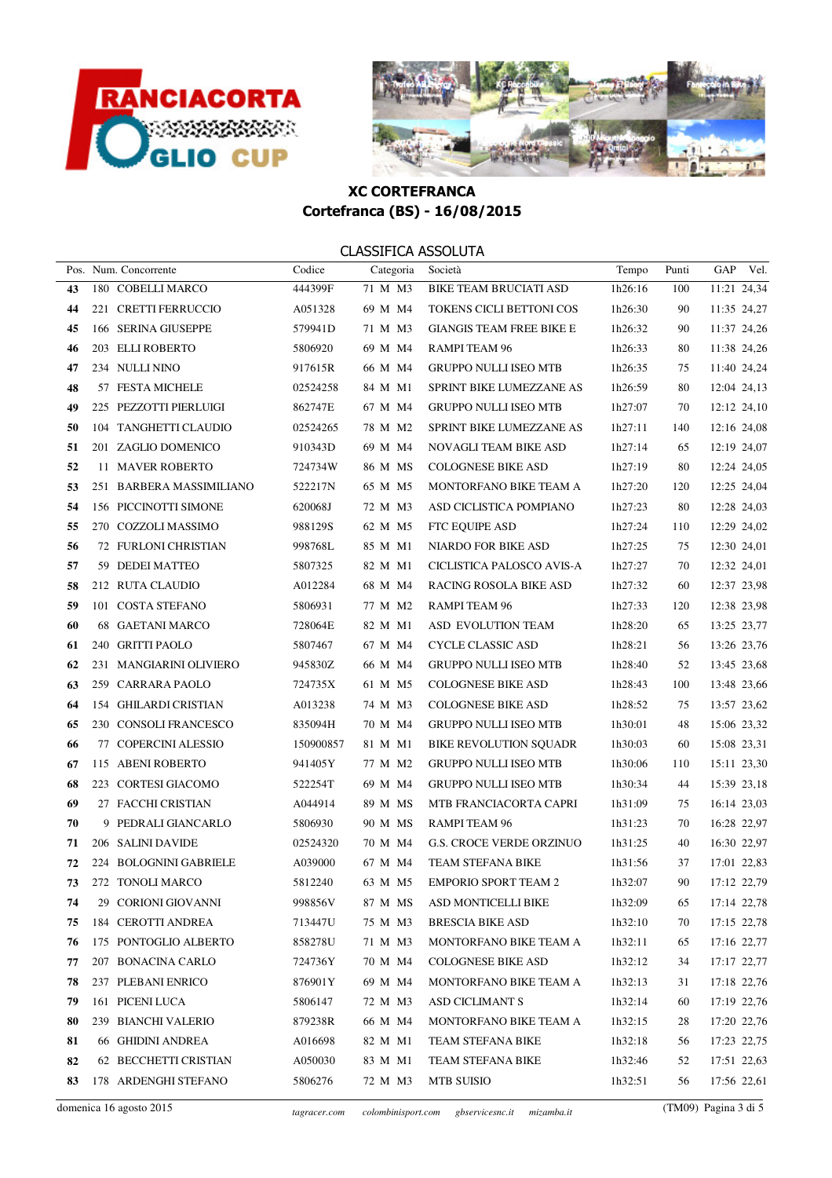## XC CORTEFRANCA

## Cortefranca (BS) - 16/08/2015

### CLASSIFICA ASSOLUTA

| Pos. | Num. | Concorrente | Codice | Categoria | Società | Tempo | Punti | GAP | Vel. |
|---|---|---|---|---|---|---|---|---|---|
| **43** | 180 | COBELLI MARCO | 444399F | 71 M M3 | BIKE TEAM BRUCIATI ASD | 1h26:16 | 100 | 11:21 | 24,34 |
| **44** | 221 | CRETTI FERRUCCIO | A051328 | 69 M M4 | TOKENS CICLI BETTONI COS | 1h26:30 | 90 | 11:35 | 24,27 |
| **45** | 166 | SERINA GIUSEPPE | 579941D | 71 M M3 | GIANGIS TEAM FREE BIKE E | 1h26:32 | 90 | 11:37 | 24,26 |
| **46** | 203 | ELLI ROBERTO | 5806920 | 69 M M4 | RAMPI TEAM 96 | 1h26:33 | 80 | 11:38 | 24,26 |
| **47** | 234 | NULLI NINO | 917615R | 66 M M4 | GRUPPO NULLI ISEO MTB | 1h26:35 | 75 | 11:40 | 24,24 |
| **48** | 57 | FESTA MICHELE | 02524258 | 84 M M1 | SPRINT BIKE LUMEZZANE AS | 1h26:59 | 80 | 12:04 | 24,13 |
| **49** | 225 | PEZZOTTI PIERLUIGI | 862747E | 67 M M4 | GRUPPO NULLI ISEO MTB | 1h27:07 | 70 | 12:12 | 24,10 |
| **50** | 104 | TANGHETTI CLAUDIO | 02524265 | 78 M M2 | SPRINT BIKE LUMEZZANE AS | 1h27:11 | 140 | 12:16 | 24,08 |
| **51** | 201 | ZAGLIO DOMENICO | 910343D | 69 M M4 | NOVAGLI TEAM BIKE ASD | 1h27:14 | 65 | 12:19 | 24,07 |
| **52** | 11 | MAVER ROBERTO | 724734W | 86 M MS | COLOGNESE BIKE ASD | 1h27:19 | 80 | 12:24 | 24,05 |
| **53** | 251 | BARBERA MASSIMILIANO | 522217N | 65 M M5 | MONTORFANO BIKE TEAM A | 1h27:20 | 120 | 12:25 | 24,04 |
| **54** | 156 | PICCINOTTI SIMONE | 620068J | 72 M M3 | ASD CICLISTICA POMPIANO | 1h27:23 | 80 | 12:28 | 24,03 |
| **55** | 270 | COZZOLI MASSIMO | 988129S | 62 M M5 | FTC EQUIPE ASD | 1h27:24 | 110 | 12:29 | 24,02 |
| **56** | 72 | FURLONI CHRISTIAN | 998768L | 85 M M1 | NIARDO FOR BIKE ASD | 1h27:25 | 75 | 12:30 | 24,01 |
| **57** | 59 | DEDEI MATTEO | 5807325 | 82 M M1 | CICLISTICA PALOSCO AVIS-A | 1h27:27 | 70 | 12:32 | 24,01 |
| **58** | 212 | RUTA CLAUDIO | A012284 | 68 M M4 | RACING ROSOLA BIKE ASD | 1h27:32 | 60 | 12:37 | 23,98 |
| **59** | 101 | COSTA STEFANO | 5806931 | 77 M M2 | RAMPI TEAM 96 | 1h27:33 | 120 | 12:38 | 23,98 |
| **60** | 68 | GAETANI MARCO | 728064E | 82 M M1 | ASD EVOLUTION TEAM | 1h28:20 | 65 | 13:25 | 23,77 |
| **61** | 240 | GRITTI PAOLO | 5807467 | 67 M M4 | CYCLE CLASSIC ASD | 1h28:21 | 56 | 13:26 | 23,76 |
| **62** | 231 | MANGIARINI OLIVIERO | 945830Z | 66 M M4 | GRUPPO NULLI ISEO MTB | 1h28:40 | 52 | 13:45 | 23,68 |
| **63** | 259 | CARRARA PAOLO | 724735X | 61 M M5 | COLOGNESE BIKE ASD | 1h28:43 | 100 | 13:48 | 23,66 |
| **64** | 154 | GHILARDI CRISTIAN | A013238 | 74 M M3 | COLOGNESE BIKE ASD | 1h28:52 | 75 | 13:57 | 23,62 |
| **65** | 230 | CONSOLI FRANCESCO | 835094H | 70 M M4 | GRUPPO NULLI ISEO MTB | 1h30:01 | 48 | 15:06 | 23,32 |
| **66** | 77 | COPERCINI ALESSIO | 150900857 | 81 M M1 | BIKE REVOLUTION SQUADR | 1h30:03 | 60 | 15:08 | 23,31 |
| **67** | 115 | ABENI ROBERTO | 941405Y | 77 M M2 | GRUPPO NULLI ISEO MTB | 1h30:06 | 110 | 15:11 | 23,30 |
| **68** | 223 | CORTESI GIACOMO | 522254T | 69 M M4 | GRUPPO NULLI ISEO MTB | 1h30:34 | 44 | 15:39 | 23,18 |
| **69** | 27 | FACCHI CRISTIAN | A044914 | 89 M MS | MTB FRANCIACORTA CAPRI | 1h31:09 | 75 | 16:14 | 23,03 |
| **70** | 9 | PEDRALI GIANCARLO | 5806930 | 90 M MS | RAMPI TEAM 96 | 1h31:23 | 70 | 16:28 | 22,97 |
| **71** | 206 | SALINI DAVIDE | 02524320 | 70 M M4 | G.S. CROCE VERDE ORZINUO | 1h31:25 | 40 | 16:30 | 22,97 |
| **72** | 224 | BOLOGNINI GABRIELE | A039000 | 67 M M4 | TEAM STEFANA BIKE | 1h31:56 | 37 | 17:01 | 22,83 |
| **73** | 272 | TONOLI MARCO | 5812240 | 63 M M5 | EMPORIO SPORT TEAM 2 | 1h32:07 | 90 | 17:12 | 22,79 |
| **74** | 29 | CORIONI GIOVANNI | 998856V | 87 M MS | ASD MONTICELLI BIKE | 1h32:09 | 65 | 17:14 | 22,78 |
| **75** | 184 | CEROTTI ANDREA | 713447U | 75 M M3 | BRESCIA BIKE ASD | 1h32:10 | 70 | 17:15 | 22,78 |
| **76** | 175 | PONTOGLIO ALBERTO | 858278U | 71 M M3 | MONTORFANO BIKE TEAM A | 1h32:11 | 65 | 17:16 | 22,77 |
| **77** | 207 | BONACINA CARLO | 724736Y | 70 M M4 | COLOGNESE BIKE ASD | 1h32:12 | 34 | 17:17 | 22,77 |
| **78** | 237 | PLEBANI ENRICO | 876901Y | 69 M M4 | MONTORFANO BIKE TEAM A | 1h32:13 | 31 | 17:18 | 22,76 |
| **79** | 161 | PICENI LUCA | 5806147 | 72 M M3 | ASD CICLIMANT S | 1h32:14 | 60 | 17:19 | 22,76 |
| **80** | 239 | BIANCHI VALERIO | 879238R | 66 M M4 | MONTORFANO BIKE TEAM A | 1h32:15 | 28 | 17:20 | 22,76 |
| **81** | 66 | GHIDINI ANDREA | A016698 | 82 M M1 | TEAM STEFANA BIKE | 1h32:18 | 56 | 17:23 | 22,75 |
| **82** | 62 | BECCHETTI CRISTIAN | A050030 | 83 M M1 | TEAM STEFANA BIKE | 1h32:46 | 52 | 17:51 | 22,63 |
| **83** | 178 | ARDENGHI STEFANO | 5806276 | 72 M M3 | MTB SUISIO | 1h32:51 | 56 | 17:56 | 22,61 |

domenica 16 agosto 2015 — *tagracer.com* *colombinisport.com* *gbservicesnc.it* *mizamba.it* — (TM09)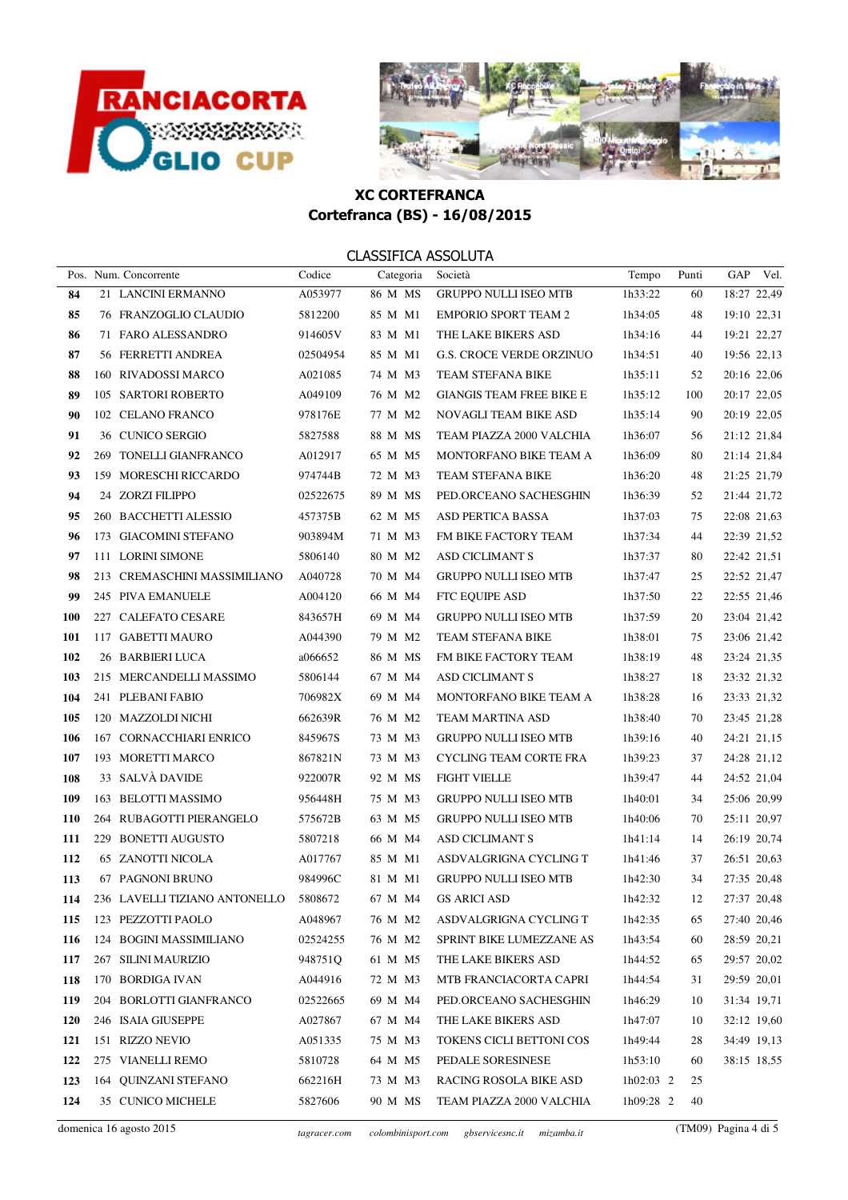# XC CORTEFRANCA

## Cortefranca (BS) - 16/08/2015

### CLASSIFICA ASSOLUTA

| Pos. | Num. | Concorrente | Codice | Categoria | Società | Tempo | Punti | GAP | Vel. |
|---|---|---|---|---|---|---|---|---|---|
| **84** | 21 | LANCINI ERMANNO | A053977 | 86 M MS | GRUPPO NULLI ISEO MTB | 1h33:22 | 60 | 18:27 | 22,49 |
| **85** | 76 | FRANZOGLIO CLAUDIO | 5812200 | 85 M M1 | EMPORIO SPORT TEAM 2 | 1h34:05 | 48 | 19:10 | 22,31 |
| **86** | 71 | FARO ALESSANDRO | 914605V | 83 M M1 | THE LAKE BIKERS ASD | 1h34:16 | 44 | 19:21 | 22,27 |
| **87** | 56 | FERRETTI ANDREA | 02504954 | 85 M M1 | G.S. CROCE VERDE ORZINUO | 1h34:51 | 40 | 19:56 | 22,13 |
| **88** | 160 | RIVADOSSI MARCO | A021085 | 74 M M3 | TEAM STEFANA BIKE | 1h35:11 | 52 | 20:16 | 22,06 |
| **89** | 105 | SARTORI ROBERTO | A049109 | 76 M M2 | GIANGIS TEAM FREE BIKE E | 1h35:12 | 100 | 20:17 | 22,05 |
| **90** | 102 | CELANO FRANCO | 978176E | 77 M M2 | NOVAGLI TEAM BIKE ASD | 1h35:14 | 90 | 20:19 | 22,05 |
| **91** | 36 | CUNICO SERGIO | 5827588 | 88 M MS | TEAM PIAZZA 2000 VALCHIA | 1h36:07 | 56 | 21:12 | 21,84 |
| **92** | 269 | TONELLI GIANFRANCO | A012917 | 65 M M5 | MONTORFANO BIKE TEAM A | 1h36:09 | 80 | 21:14 | 21,84 |
| **93** | 159 | MORESCHI RICCARDO | 974744B | 72 M M3 | TEAM STEFANA BIKE | 1h36:20 | 48 | 21:25 | 21,79 |
| **94** | 24 | ZORZI FILIPPO | 02522675 | 89 M MS | PED.ORCEANO SACHESGHIN | 1h36:39 | 52 | 21:44 | 21,72 |
| **95** | 260 | BACCHETTI ALESSIO | 457375B | 62 M M5 | ASD PERTICA BASSA | 1h37:03 | 75 | 22:08 | 21,63 |
| **96** | 173 | GIACOMINI STEFANO | 903894M | 71 M M3 | FM BIKE FACTORY TEAM | 1h37:34 | 44 | 22:39 | 21,52 |
| **97** | 111 | LORINI SIMONE | 5806140 | 80 M M2 | ASD CICLIMANT S | 1h37:37 | 80 | 22:42 | 21,51 |
| **98** | 213 | CREMASCHINI MASSIMILIANO | A040728 | 70 M M4 | GRUPPO NULLI ISEO MTB | 1h37:47 | 25 | 22:52 | 21,47 |
| **99** | 245 | PIVA EMANUELE | A004120 | 66 M M4 | FTC EQUIPE ASD | 1h37:50 | 22 | 22:55 | 21,46 |
| **100** | 227 | CALEFATO CESARE | 843657H | 69 M M4 | GRUPPO NULLI ISEO MTB | 1h37:59 | 20 | 23:04 | 21,42 |
| **101** | 117 | GABETTI MAURO | A044390 | 79 M M2 | TEAM STEFANA BIKE | 1h38:01 | 75 | 23:06 | 21,42 |
| **102** | 26 | BARBIERI LUCA | a066652 | 86 M MS | FM BIKE FACTORY TEAM | 1h38:19 | 48 | 23:24 | 21,35 |
| **103** | 215 | MERCANDELLI MASSIMO | 5806144 | 67 M M4 | ASD CICLIMANT S | 1h38:27 | 18 | 23:32 | 21,32 |
| **104** | 241 | PLEBANI FABIO | 706982X | 69 M M4 | MONTORFANO BIKE TEAM A | 1h38:28 | 16 | 23:33 | 21,32 |
| **105** | 120 | MAZZOLDI NICHI | 662639R | 76 M M2 | TEAM MARTINA ASD | 1h38:40 | 70 | 23:45 | 21,28 |
| **106** | 167 | CORNACCHIARI ENRICO | 845967S | 73 M M3 | GRUPPO NULLI ISEO MTB | 1h39:16 | 40 | 24:21 | 21,15 |
| **107** | 193 | MORETTI MARCO | 867821N | 73 M M3 | CYCLING TEAM CORTE FRA | 1h39:23 | 37 | 24:28 | 21,12 |
| **108** | 33 | SALVÀ DAVIDE | 922007R | 92 M MS | FIGHT VIELLE | 1h39:47 | 44 | 24:52 | 21,04 |
| **109** | 163 | BELOTTI MASSIMO | 956448H | 75 M M3 | GRUPPO NULLI ISEO MTB | 1h40:01 | 34 | 25:06 | 20,99 |
| **110** | 264 | RUBAGOTTI PIERANGELO | 575672B | 63 M M5 | GRUPPO NULLI ISEO MTB | 1h40:06 | 70 | 25:11 | 20,97 |
| **111** | 229 | BONETTI AUGUSTO | 5807218 | 66 M M4 | ASD CICLIMANT S | 1h41:14 | 14 | 26:19 | 20,74 |
| **112** | 65 | ZANOTTI NICOLA | A017767 | 85 M M1 | ASDVALGRIGNA CYCLING T | 1h41:46 | 37 | 26:51 | 20,63 |
| **113** | 67 | PAGNONI BRUNO | 984996C | 81 M M1 | GRUPPO NULLI ISEO MTB | 1h42:30 | 34 | 27:35 | 20,48 |
| **114** | 236 | LAVELLI TIZIANO ANTONELLO | 5808672 | 67 M M4 | GS ARICI ASD | 1h42:32 | 12 | 27:37 | 20,48 |
| **115** | 123 | PEZZOTTI PAOLO | A048967 | 76 M M2 | ASDVALGRIGNA CYCLING T | 1h42:35 | 65 | 27:40 | 20,46 |
| **116** | 124 | BOGINI MASSIMILIANO | 02524255 | 76 M M2 | SPRINT BIKE LUMEZZANE AS | 1h43:54 | 60 | 28:59 | 20,21 |
| **117** | 267 | SILINI MAURIZIO | 948751Q | 61 M M5 | THE LAKE BIKERS ASD | 1h44:52 | 65 | 29:57 | 20,02 |
| **118** | 170 | BORDIGA IVAN | A044916 | 72 M M3 | MTB FRANCIACORTA CAPRI | 1h44:54 | 31 | 29:59 | 20,01 |
| **119** | 204 | BORLOTTI GIANFRANCO | 02522665 | 69 M M4 | PED.ORCEANO SACHESGHIN | 1h46:29 | 10 | 31:34 | 19,71 |
| **120** | 246 | ISAIA GIUSEPPE | A027867 | 67 M M4 | THE LAKE BIKERS ASD | 1h47:07 | 10 | 32:12 | 19,60 |
| **121** | 151 | RIZZO NEVIO | A051335 | 75 M M3 | TOKENS CICLI BETTONI COS | 1h49:44 | 28 | 34:49 | 19,13 |
| **122** | 275 | VIANELLI REMO | 5810728 | 64 M M5 | PEDALE SORESINESE | 1h53:10 | 60 | 38:15 | 18,55 |
| **123** | 164 | QUINZANI STEFANO | 662216H | 73 M M3 | RACING ROSOLA BIKE ASD | 1h02:03 2 | 25 | | |
| **124** | 35 | CUNICO MICHELE | 5827606 | 90 M MS | TEAM PIAZZA 2000 VALCHIA | 1h09:28 2 | 40 | | |

domenica 16 agosto 2015 — tagracer.com — colombinisport.com — gbservicesnc.it — mizamba.it — (TM09)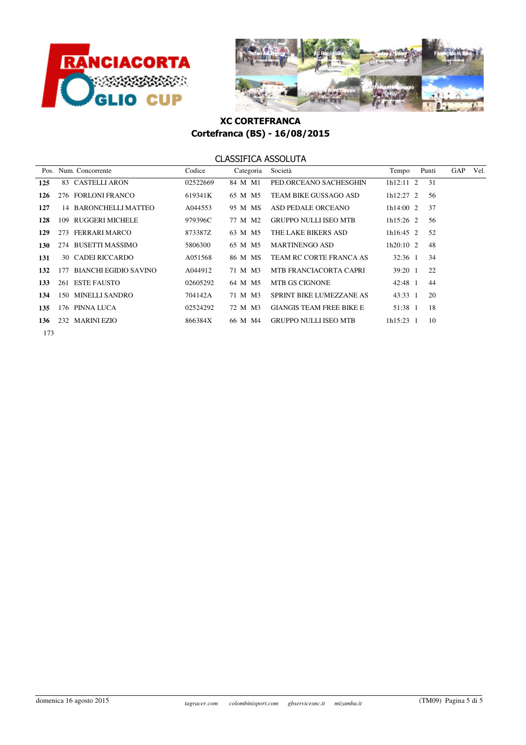# XC CORTEFRANCA

## Cortefranca (BS) - 16/08/2015

### CLASSIFICA ASSOLUTA

| Pos. | Num. | Concorrente | Codice | Categoria | | | Società | Tempo | | Punti | GAP | Vel. |
|---|---|---|---|---|---|---|---|---|---|---|---|---|
| **125** | 83 | CASTELLI ARON | 02522669 | 84 | M | M1 | PED.ORCEANO SACHESGHIN | 1h12:11 | 2 | 31 | | |
| **126** | 276 | FORLONI FRANCO | 619341K | 65 | M | M5 | TEAM BIKE GUSSAGO ASD | 1h12:27 | 2 | 56 | | |
| **127** | 14 | BARONCHELLI MATTEO | A044553 | 95 | M | MS | ASD PEDALE ORCEANO | 1h14:00 | 2 | 37 | | |
| **128** | 109 | RUGGERI MICHELE | 979396C | 77 | M | M2 | GRUPPO NULLI ISEO MTB | 1h15:26 | 2 | 56 | | |
| **129** | 273 | FERRARI MARCO | 873387Z | 63 | M | M5 | THE LAKE BIKERS ASD | 1h16:45 | 2 | 52 | | |
| **130** | 274 | BUSETTI MASSIMO | 5806300 | 65 | M | M5 | MARTINENGO ASD | 1h20:10 | 2 | 48 | | |
| **131** | 30 | CADEI RICCARDO | A051568 | 86 | M | MS | TEAM RC CORTE FRANCA AS | 32:36 | 1 | 34 | | |
| **132** | 177 | BIANCHI EGIDIO SAVINO | A044912 | 71 | M | M3 | MTB FRANCIACORTA CAPRI | 39:20 | 1 | 22 | | |
| **133** | 261 | ESTE FAUSTO | 02605292 | 64 | M | M5 | MTB GS CIGNONE | 42:48 | 1 | 44 | | |
| **134** | 150 | MINELLI SANDRO | 704142A | 71 | M | M3 | SPRINT BIKE LUMEZZANE AS | 43:33 | 1 | 20 | | |
| **135** | 176 | PINNA LUCA | 02524292 | 72 | M | M3 | GIANGIS TEAM FREE BIKE E | 51:38 | 1 | 18 | | |
| **136** | 232 | MARINI EZIO | 866384X | 66 | M | M4 | GRUPPO NULLI ISEO MTB | 1h15:23 | 1 | 10 | | |

173

domenica 16 agosto 2015

*tagracer.com* *colombinisport.com* *gbservicesnc.it* *mizamba.it*

(TM09)